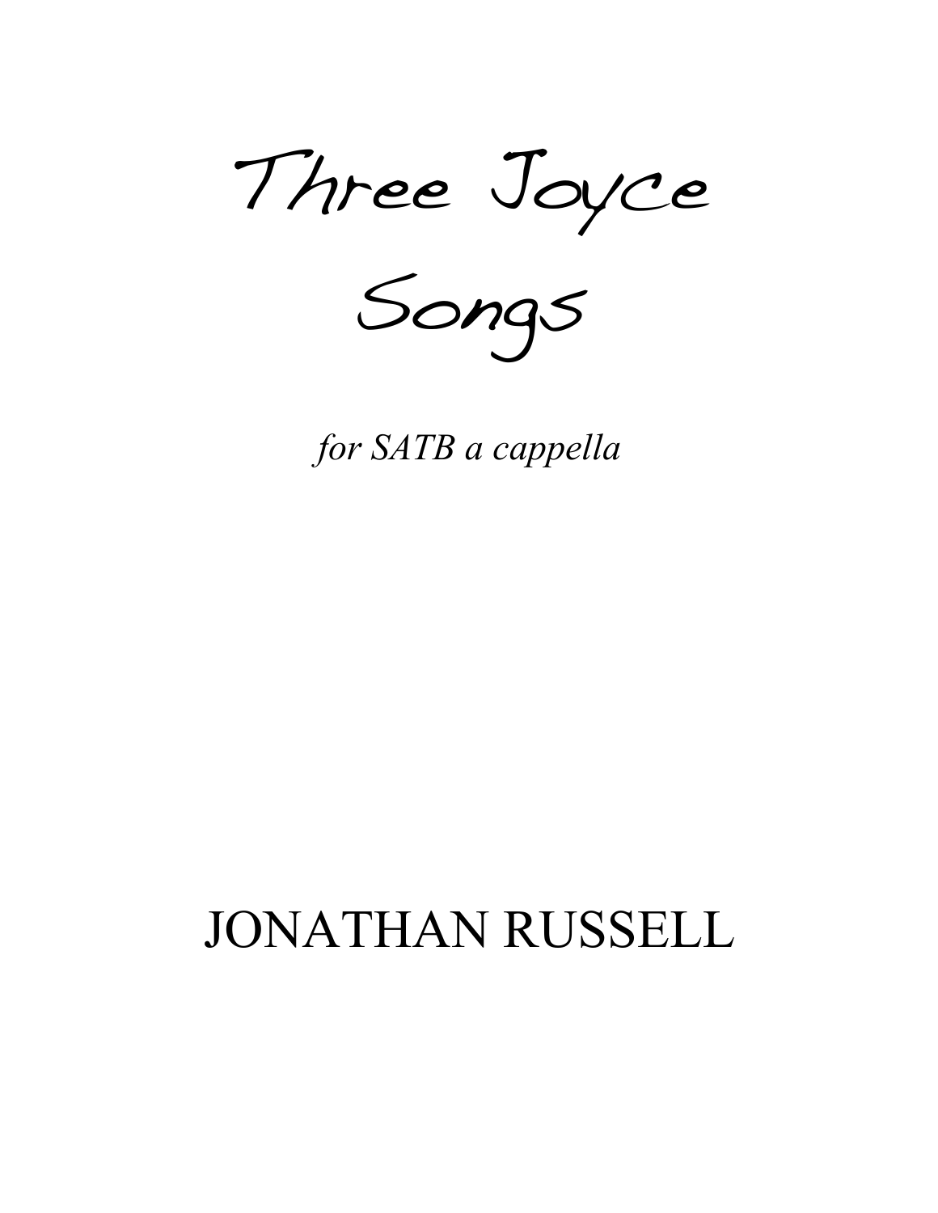# Three Joyce Songs

*for SATB a cappella*

JONATHAN RUSSELL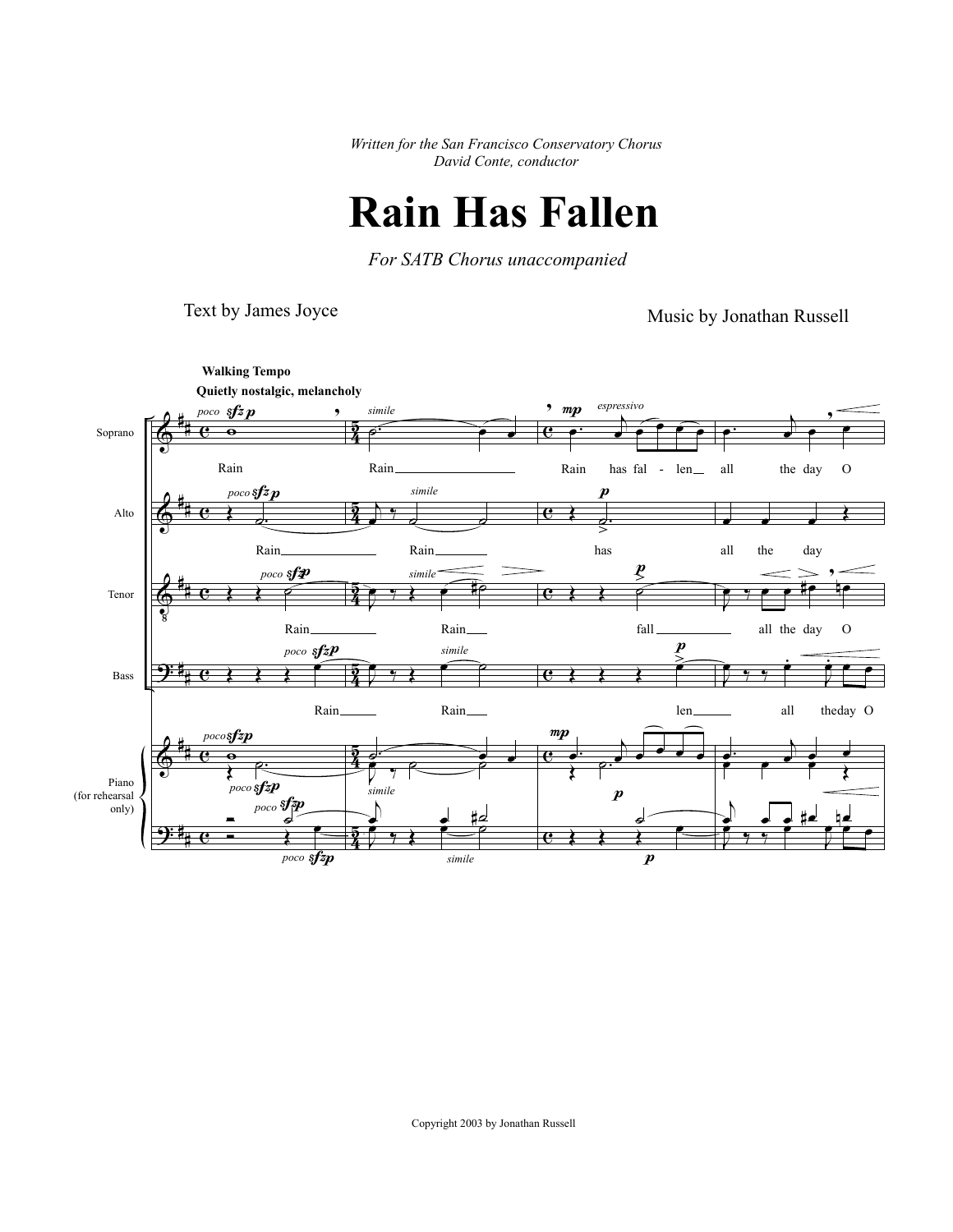*Written for the San Francisco Conservatory Chorus*
*David Conte, conductor*

# Rain Has Fallen

*For SATB Chorus unaccompanied*

Text by James Joyce

Music by Jonathan Russell

Copyright 2003 by Jonathan Russell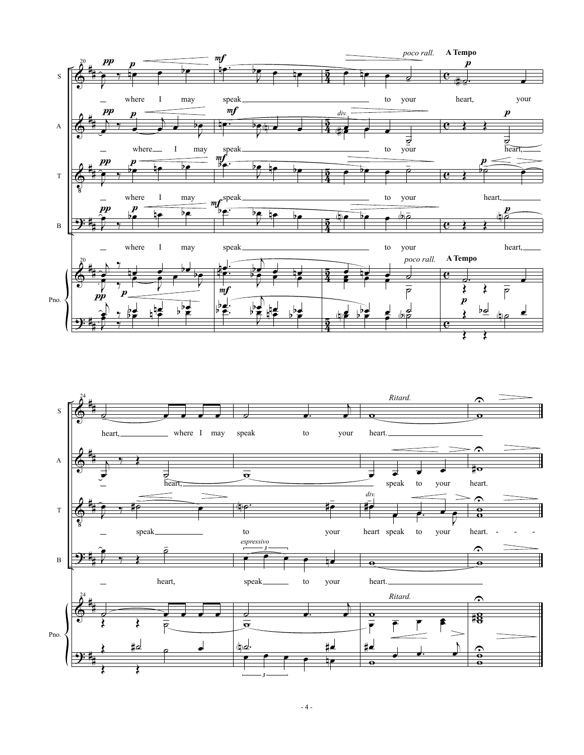**Soprano:** where I may speak to your heart, your heart, where I may speak to your heart.

**Alto:** where I may speak to your heart, heart, speak to your heart.

**Tenor:** where I may speak to your heart, speak to your heart speak to your heart.

**Bass:** where I may speak to your heart, heart, speak to your heart.

*poco rall.* **A Tempo** *Ritard.* *espressivo* *div.*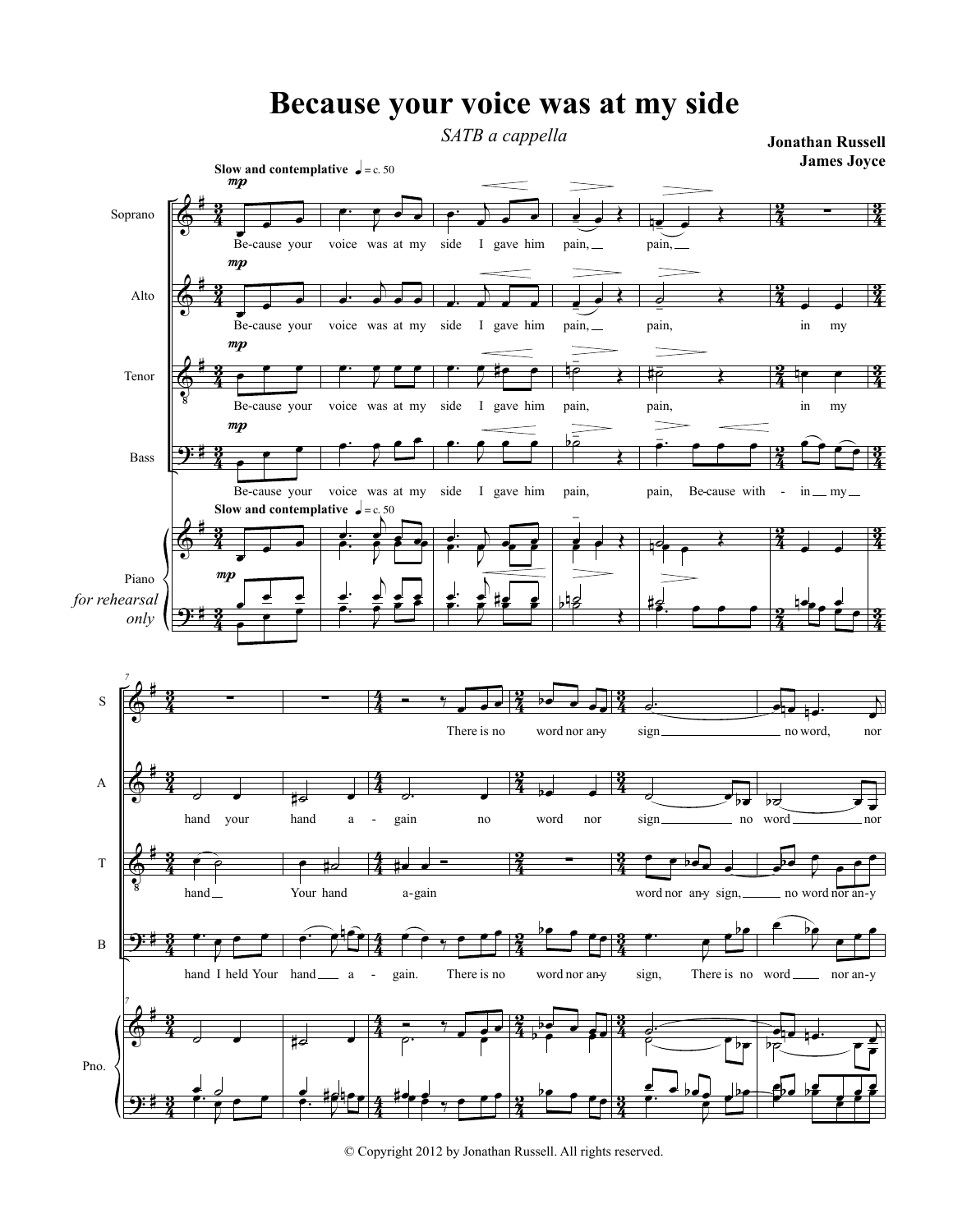# Because your voice was at my side

*SATB a cappella*

**Jonathan Russell**
**James Joyce**

**Slow and contemplative** ♩ = c. 50

Soprano: Be-cause your voice was at my side I gave him pain, pain, There is no word nor an-y sign no word, nor

Alto: Be-cause your voice was at my side I gave him pain, pain, in my hand your hand a - gain no word nor sign no word nor

Tenor: Be-cause your voice was at my side I gave him pain, pain, in my hand Your hand a-gain word nor an-y sign, no word nor an-y

Bass: Be-cause your voice was at my side I gave him pain, pain, Be-cause with - in my hand I held Your hand a - gain. There is no word nor an-y sign, There is no word nor an-y

Piano *for rehearsal only*

© Copyright 2012 by Jonathan Russell. All rights reserved.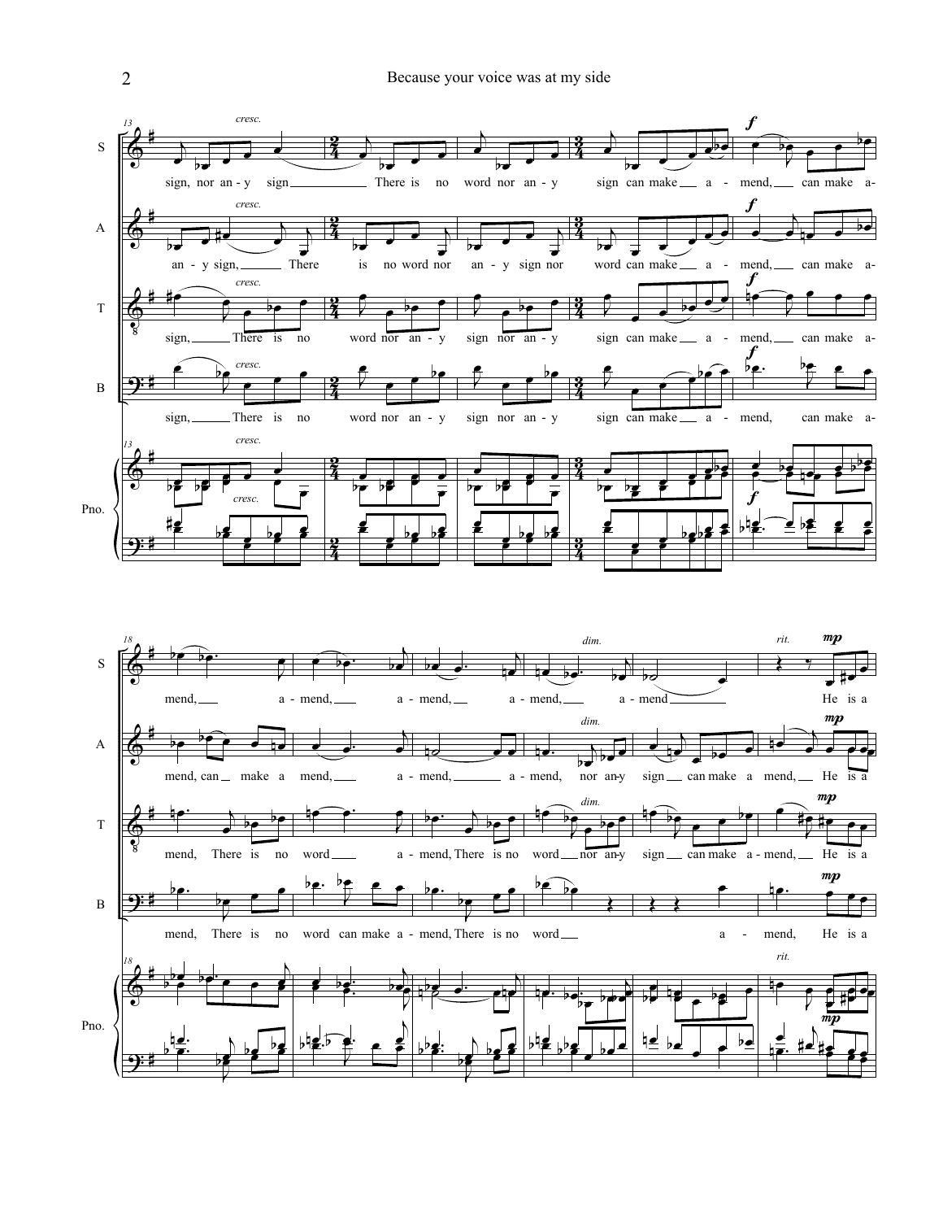**S:** sign, nor an - y sign There is no word nor an - y sign can make a - mend, can make a - mend, a - mend, a - mend, a - mend, a - mend He is a

**A:** an - y sign, There is no word nor an - y sign nor word can make a - mend, can make a - mend, can make a mend, a - mend, a - mend, nor an-y sign can make a mend, He is a

**T:** sign, There is no word nor an - y sign nor an - y sign can make a - mend, can make a - mend, There is no word a - mend, There is no word nor an-y sign can make a - mend, He is a

**B:** sign, There is no word nor an - y sign nor an - y sign can make a - mend, can make a - mend, There is no word can make a - mend, There is no word a - mend, He is a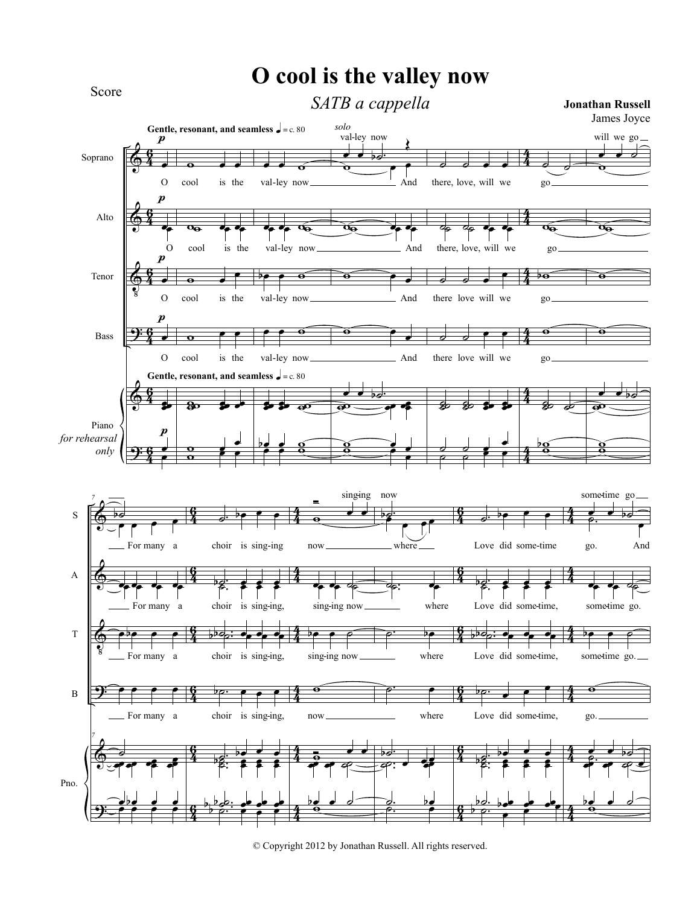Score

# O cool is the valley now

*SATB a cappella*

**Jonathan Russell**
James Joyce

**Gentle, resonant, and seamless** ♩ = c. 80

© Copyright 2012 by Jonathan Russell. All rights reserved.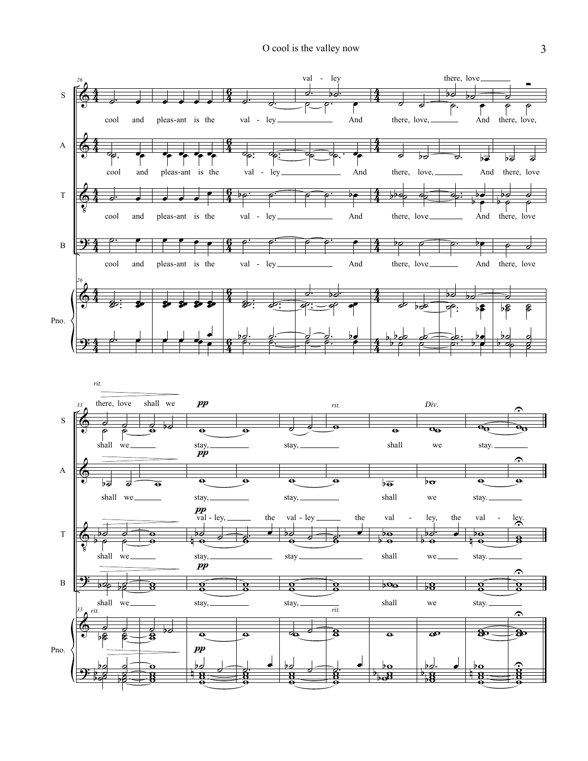S: cool and pleas-ant is the val - ley And there, love, And there, love, shall we stay, stay, shall we stay.

(upper S: val - ley there, love there, love shall we)

A: cool and pleas-ant is the val - ley And there, love, And there, love shall we stay, stay, shall we stay.

T: cool and pleas-ant is the val - ley And there, love And there, love shall we stay, stay shall we stay.

(upper T: val - ley, the val - ley the val - ley, the val - ley.)

B: cool and pleas-ant is the val - ley And there, love And there, love shall we stay, stay, shall we stay.

*rit.* *pp* *rit.* *Div.*